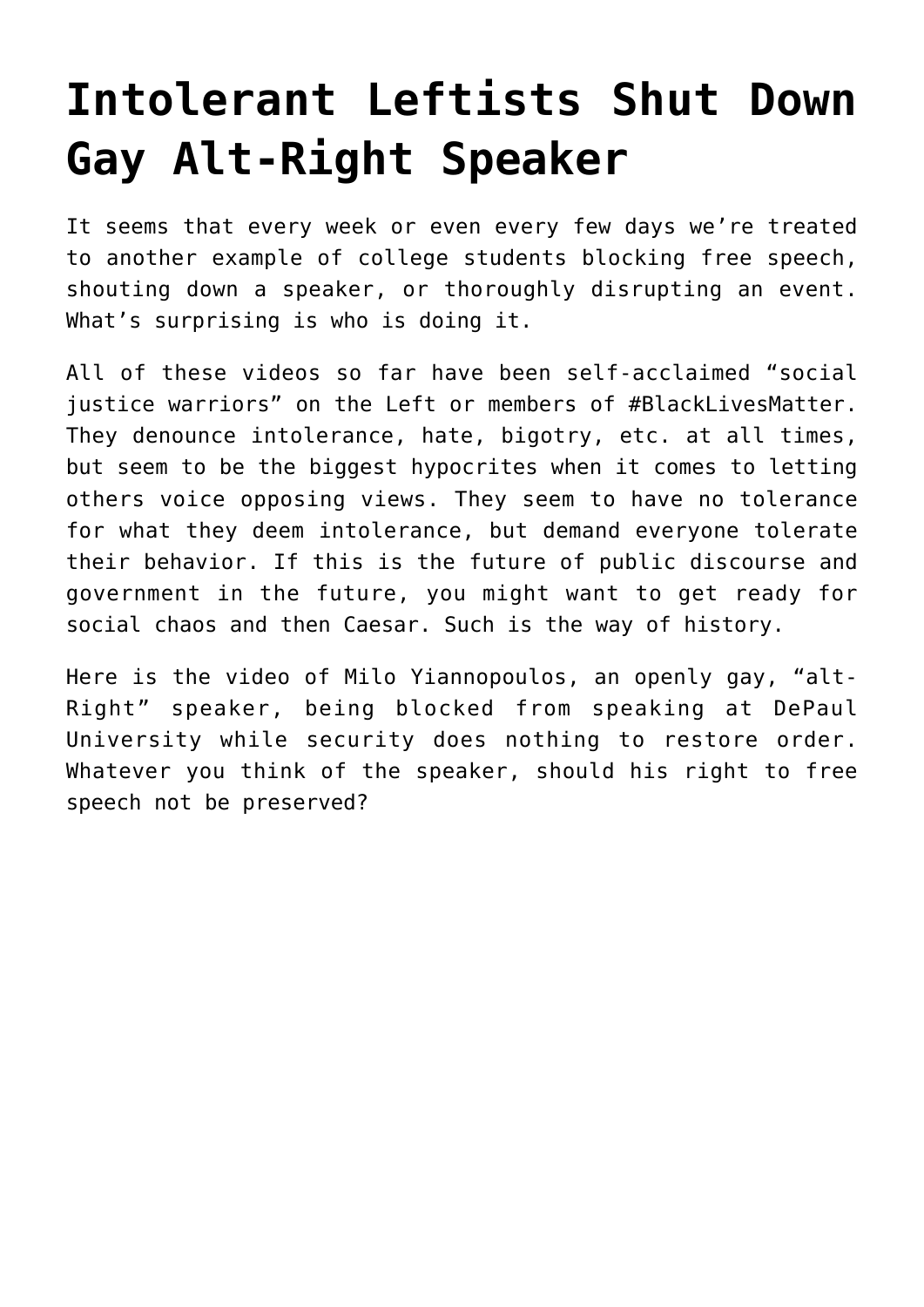# Intolerant Leftists Shut Down Gay Alt-Right Speaker

It seems that every week or even every few days we're treated to another example of college students blocking free speech, shouting down a speaker, or thoroughly disrupting an event. What's surprising is who is doing it.

All of these videos so far have been self-acclaimed "social justice warriors" on the Left or members of #BlackLivesMatter. They denounce intolerance, hate, bigotry, etc. at all times, but seem to be the biggest hypocrites when it comes to letting others voice opposing views. They seem to have no tolerance for what they deem intolerance, but demand everyone tolerate their behavior. If this is the future of public discourse and government in the future, you might want to get ready for social chaos and then Caesar. Such is the way of history.

Here is the video of Milo Yiannopoulos, an openly gay, "alt-Right" speaker, being blocked from speaking at DePaul University while security does nothing to restore order. Whatever you think of the speaker, should his right to free speech not be preserved?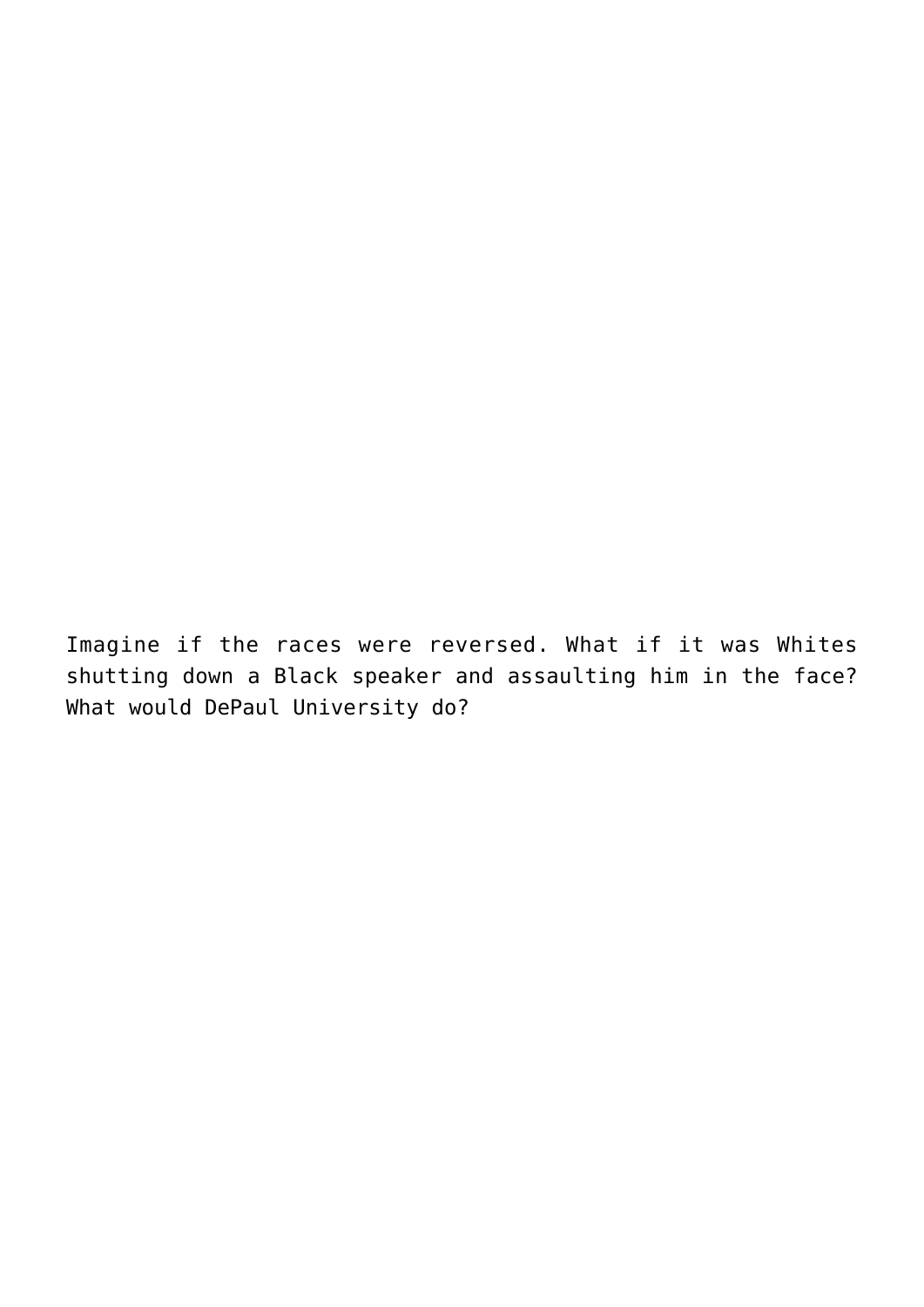Imagine if the races were reversed. What if it was Whites shutting down a Black speaker and assaulting him in the face? What would DePaul University do?